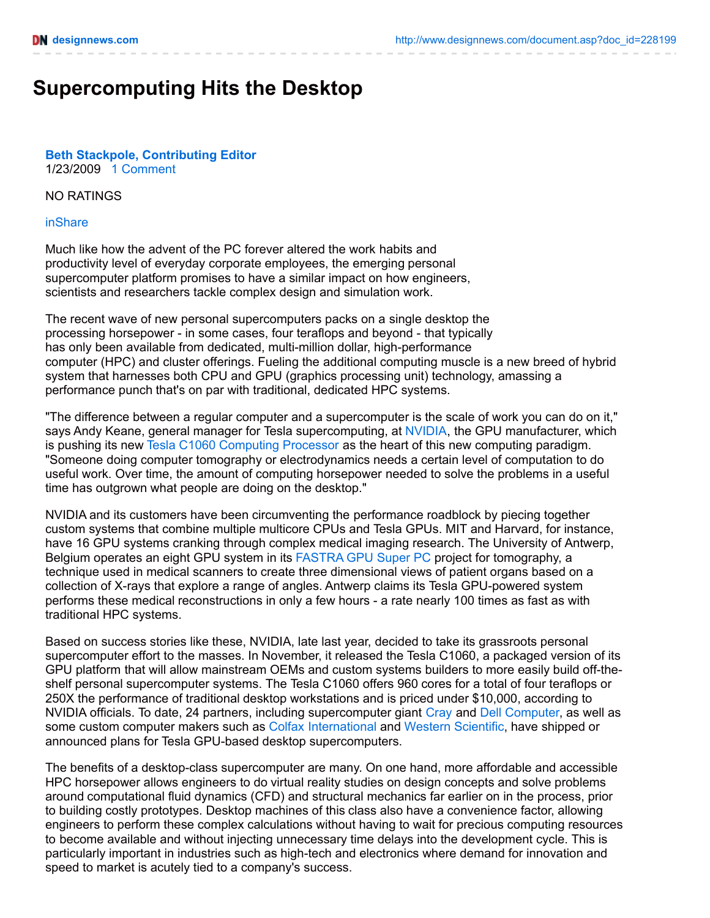# Supercomputing Hits the Desktop

**Beth Stackpole, Contributing Editor**
1/23/2009 1 Comment

NO RATINGS

inShare

Much like how the advent of the PC forever altered the work habits and productivity level of everyday corporate employees, the emerging personal supercomputer platform promises to have a similar impact on how engineers, scientists and researchers tackle complex design and simulation work.

The recent wave of new personal supercomputers packs on a single desktop the processing horsepower - in some cases, four teraflops and beyond - that typically has only been available from dedicated, multi-million dollar, high-performance computer (HPC) and cluster offerings. Fueling the additional computing muscle is a new breed of hybrid system that harnesses both CPU and GPU (graphics processing unit) technology, amassing a performance punch that's on par with traditional, dedicated HPC systems.

"The difference between a regular computer and a supercomputer is the scale of work you can do on it," says Andy Keane, general manager for Tesla supercomputing, at NVIDIA, the GPU manufacturer, which is pushing its new Tesla C1060 Computing Processor as the heart of this new computing paradigm. "Someone doing computer tomography or electrodynamics needs a certain level of computation to do useful work. Over time, the amount of computing horsepower needed to solve the problems in a useful time has outgrown what people are doing on the desktop."

NVIDIA and its customers have been circumventing the performance roadblock by piecing together custom systems that combine multiple multicore CPUs and Tesla GPUs. MIT and Harvard, for instance, have 16 GPU systems cranking through complex medical imaging research. The University of Antwerp, Belgium operates an eight GPU system in its FASTRA GPU Super PC project for tomography, a technique used in medical scanners to create three dimensional views of patient organs based on a collection of X-rays that explore a range of angles. Antwerp claims its Tesla GPU-powered system performs these medical reconstructions in only a few hours - a rate nearly 100 times as fast as with traditional HPC systems.

Based on success stories like these, NVIDIA, late last year, decided to take its grassroots personal supercomputer effort to the masses. In November, it released the Tesla C1060, a packaged version of its GPU platform that will allow mainstream OEMs and custom systems builders to more easily build off-the-shelf personal supercomputer systems. The Tesla C1060 offers 960 cores for a total of four teraflops or 250X the performance of traditional desktop workstations and is priced under $10,000, according to NVIDIA officials. To date, 24 partners, including supercomputer giant Cray and Dell Computer, as well as some custom computer makers such as Colfax International and Western Scientific, have shipped or announced plans for Tesla GPU-based desktop supercomputers.

The benefits of a desktop-class supercomputer are many. On one hand, more affordable and accessible HPC horsepower allows engineers to do virtual reality studies on design concepts and solve problems around computational fluid dynamics (CFD) and structural mechanics far earlier on in the process, prior to building costly prototypes. Desktop machines of this class also have a convenience factor, allowing engineers to perform these complex calculations without having to wait for precious computing resources to become available and without injecting unnecessary time delays into the development cycle. This is particularly important in industries such as high-tech and electronics where demand for innovation and speed to market is acutely tied to a company's success.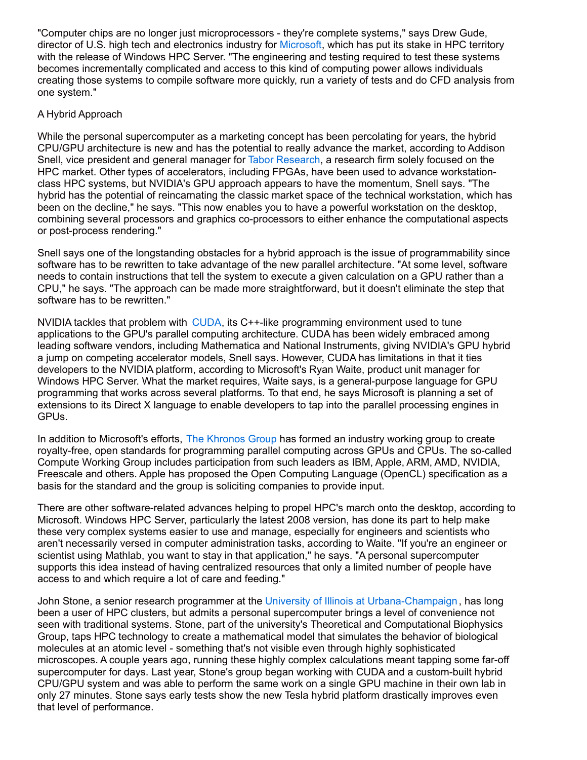"Computer chips are no longer just microprocessors - they're complete systems," says Drew Gude, director of U.S. high tech and electronics industry for Microsoft, which has put its stake in HPC territory with the release of Windows HPC Server. "The engineering and testing required to test these systems becomes incrementally complicated and access to this kind of computing power allows individuals creating those systems to compile software more quickly, run a variety of tests and do CFD analysis from one system."

## A Hybrid Approach

While the personal supercomputer as a marketing concept has been percolating for years, the hybrid CPU/GPU architecture is new and has the potential to really advance the market, according to Addison Snell, vice president and general manager for Tabor Research, a research firm solely focused on the HPC market. Other types of accelerators, including FPGAs, have been used to advance workstation-class HPC systems, but NVIDIA's GPU approach appears to have the momentum, Snell says. "The hybrid has the potential of reincarnating the classic market space of the technical workstation, which has been on the decline," he says. "This now enables you to have a powerful workstation on the desktop, combining several processors and graphics co-processors to either enhance the computational aspects or post-process rendering."

Snell says one of the longstanding obstacles for a hybrid approach is the issue of programmability since software has to be rewritten to take advantage of the new parallel architecture. "At some level, software needs to contain instructions that tell the system to execute a given calculation on a GPU rather than a CPU," he says. "The approach can be made more straightforward, but it doesn't eliminate the step that software has to be rewritten."

NVIDIA tackles that problem with CUDA, its C++-like programming environment used to tune applications to the GPU's parallel computing architecture. CUDA has been widely embraced among leading software vendors, including Mathematica and National Instruments, giving NVIDIA's GPU hybrid a jump on competing accelerator models, Snell says. However, CUDA has limitations in that it ties developers to the NVIDIA platform, according to Microsoft's Ryan Waite, product unit manager for Windows HPC Server. What the market requires, Waite says, is a general-purpose language for GPU programming that works across several platforms. To that end, he says Microsoft is planning a set of extensions to its Direct X language to enable developers to tap into the parallel processing engines in GPUs.

In addition to Microsoft's efforts, The Khronos Group has formed an industry working group to create royalty-free, open standards for programming parallel computing across GPUs and CPUs. The so-called Compute Working Group includes participation from such leaders as IBM, Apple, ARM, AMD, NVIDIA, Freescale and others. Apple has proposed the Open Computing Language (OpenCL) specification as a basis for the standard and the group is soliciting companies to provide input.

There are other software-related advances helping to propel HPC's march onto the desktop, according to Microsoft. Windows HPC Server, particularly the latest 2008 version, has done its part to help make these very complex systems easier to use and manage, especially for engineers and scientists who aren't necessarily versed in computer administration tasks, according to Waite. "If you're an engineer or scientist using Mathlab, you want to stay in that application," he says. "A personal supercomputer supports this idea instead of having centralized resources that only a limited number of people have access to and which require a lot of care and feeding."

John Stone, a senior research programmer at the University of Illinois at Urbana-Champaign, has long been a user of HPC clusters, but admits a personal supercomputer brings a level of convenience not seen with traditional systems. Stone, part of the university's Theoretical and Computational Biophysics Group, taps HPC technology to create a mathematical model that simulates the behavior of biological molecules at an atomic level - something that's not visible even through highly sophisticated microscopes. A couple years ago, running these highly complex calculations meant tapping some far-off supercomputer for days. Last year, Stone's group began working with CUDA and a custom-built hybrid CPU/GPU system and was able to perform the same work on a single GPU machine in their own lab in only 27 minutes. Stone says early tests show the new Tesla hybrid platform drastically improves even that level of performance.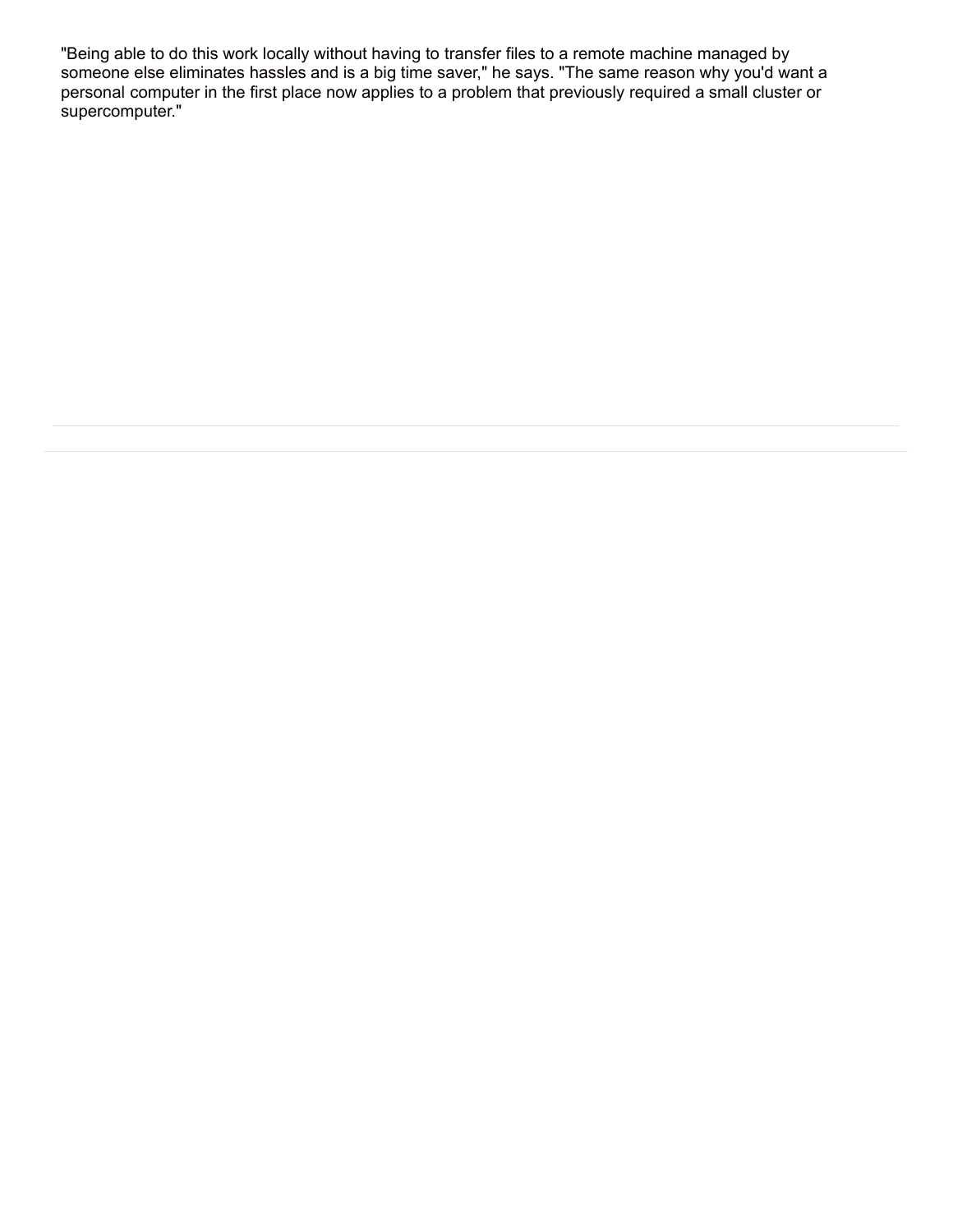"Being able to do this work locally without having to transfer files to a remote machine managed by someone else eliminates hassles and is a big time saver," he says. "The same reason why you'd want a personal computer in the first place now applies to a problem that previously required a small cluster or supercomputer."